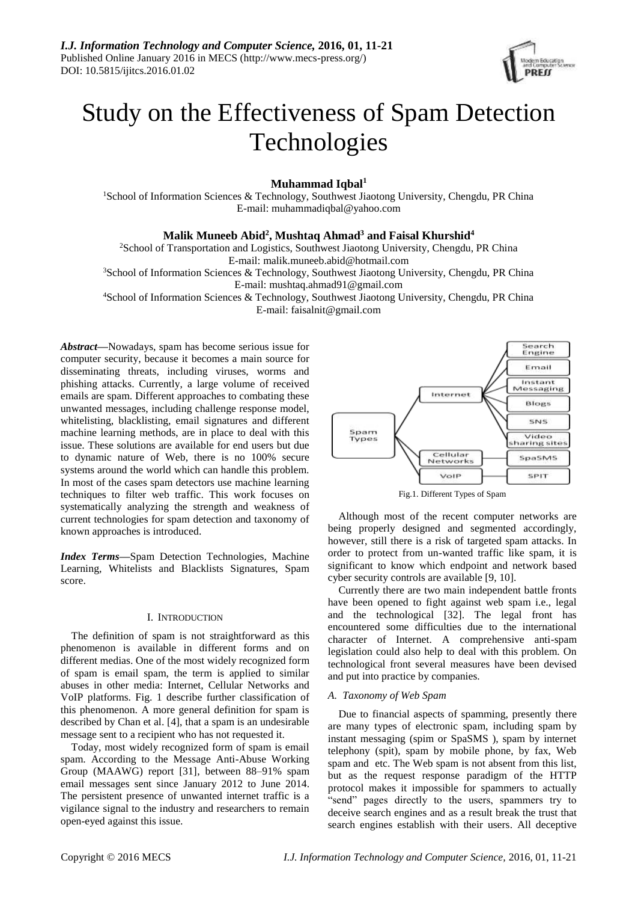# Study on the Effectiveness of Spam Detection Technologies

**Muhammad Iqbal**[1]

[1]School of Information Sciences & Technology, Southwest Jiaotong University, Chengdu, PR China
E-mail: muhammadiqbal@yahoo.com

**Malik Muneeb Abid**[2]**, Mushtaq Ahmad**[3] **and Faisal Khurshid**[4]

[2]School of Transportation and Logistics, Southwest Jiaotong University, Chengdu, PR China
E-mail: malik.muneeb.abid@hotmail.com

[3]School of Information Sciences & Technology, Southwest Jiaotong University, Chengdu, PR China
E-mail: mushtaq.ahmad91@gmail.com

[4]School of Information Sciences & Technology, Southwest Jiaotong University, Chengdu, PR China
E-mail: faisalnit@gmail.com

***Abstract*—**Nowadays, spam has become serious issue for computer security, because it becomes a main source for disseminating threats, including viruses, worms and phishing attacks. Currently, a large volume of received emails are spam. Different approaches to combating these unwanted messages, including challenge response model, whitelisting, blacklisting, email signatures and different machine learning methods, are in place to deal with this issue. These solutions are available for end users but due to dynamic nature of Web, there is no 100% secure systems around the world which can handle this problem. In most of the cases spam detectors use machine learning techniques to filter web traffic. This work focuses on systematically analyzing the strength and weakness of current technologies for spam detection and taxonomy of known approaches is introduced.

***Index Terms*—**Spam Detection Technologies, Machine Learning, Whitelists and Blacklists Signatures, Spam score.

## I. Introduction

The definition of spam is not straightforward as this phenomenon is available in different forms and on different medias. One of the most widely recognized form of spam is email spam, the term is applied to similar abuses in other media: Internet, Cellular Networks and VoIP platforms. Fig. 1 describe further classification of this phenomenon. A more general definition for spam is described by Chan et al. [4], that a spam is an undesirable message sent to a recipient who has not requested it.

Today, most widely recognized form of spam is email spam. According to the Message Anti-Abuse Working Group (MAAWG) report [31], between 88–91% spam email messages sent since January 2012 to June 2014. The persistent presence of unwanted internet traffic is a vigilance signal to the industry and researchers to remain open-eyed against this issue.

Spam Types
Internet
Cellular Networks
VoIP
Search Engine
Email
Instant Messaging
Blogs
SNS
Video sharing sites
SpaSMS
SPIT

Fig.1. Different Types of Spam

Although most of the recent computer networks are being properly designed and segmented accordingly, however, still there is a risk of targeted spam attacks. In order to protect from un-wanted traffic like spam, it is significant to know which endpoint and network based cyber security controls are available [9, 10].

Currently there are two main independent battle fronts have been opened to fight against web spam i.e., legal and the technological [32]. The legal front has encountered some difficulties due to the international character of Internet. A comprehensive anti-spam legislation could also help to deal with this problem. On technological front several measures have been devised and put into practice by companies.

### *A. Taxonomy of Web Spam*

Due to financial aspects of spamming, presently there are many types of electronic spam, including spam by instant messaging (spim or SpaSMS ), spam by internet telephony (spit), spam by mobile phone, by fax, Web spam and etc. The Web spam is not absent from this list, but as the request response paradigm of the HTTP protocol makes it impossible for spammers to actually "send" pages directly to the users, spammers try to deceive search engines and as a result break the trust that search engines establish with their users. All deceptive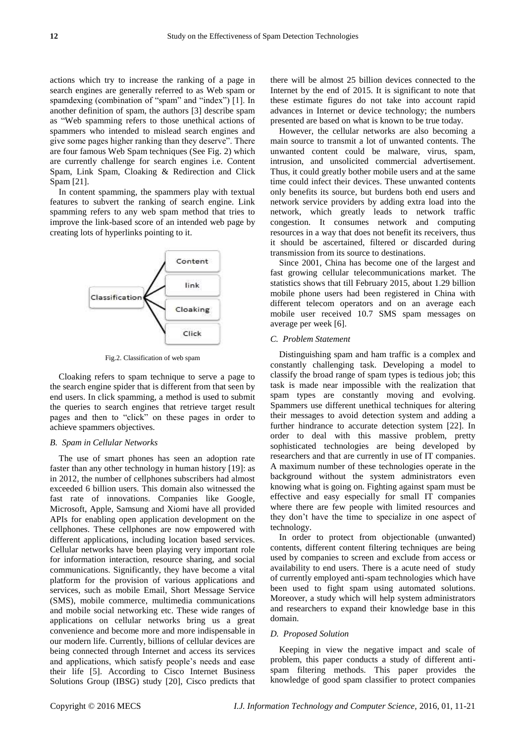actions which try to increase the ranking of a page in search engines are generally referred to as Web spam or spamdexing (combination of "spam" and "index") [1]. In another definition of spam, the authors [3] describe spam as "Web spamming refers to those unethical actions of spammers who intended to mislead search engines and give some pages higher ranking than they deserve". There are four famous Web Spam techniques (See Fig. 2) which are currently challenge for search engines i.e. Content Spam, Link Spam, Cloaking & Redirection and Click Spam [21].

In content spamming, the spammers play with textual features to subvert the ranking of search engine. Link spamming refers to any web spam method that tries to improve the link-based score of an intended web page by creating lots of hyperlinks pointing to it.

Classification

Content

link

Cloaking

Click

Fig.2. Classification of web spam

Cloaking refers to spam technique to serve a page to the search engine spider that is different from that seen by end users. In click spamming, a method is used to submit the queries to search engines that retrieve target result pages and then to "click" on these pages in order to achieve spammers objectives.

### *B. Spam in Cellular Networks*

The use of smart phones has seen an adoption rate faster than any other technology in human history [19]: as in 2012, the number of cellphones subscribers had almost exceeded 6 billion users. This domain also witnessed the fast rate of innovations. Companies like Google, Microsoft, Apple, Samsung and Xiomi have all provided APIs for enabling open application development on the cellphones. These cellphones are now empowered with different applications, including location based services. Cellular networks have been playing very important role for information interaction, resource sharing, and social communications. Significantly, they have become a vital platform for the provision of various applications and services, such as mobile Email, Short Message Service (SMS), mobile commerce, multimedia communications and mobile social networking etc. These wide ranges of applications on cellular networks bring us a great convenience and become more and more indispensable in our modern life. Currently, billions of cellular devices are being connected through Internet and access its services and applications, which satisfy people's needs and ease their life [5]. According to Cisco Internet Business Solutions Group (IBSG) study [20], Cisco predicts that there will be almost 25 billion devices connected to the Internet by the end of 2015. It is significant to note that these estimate figures do not take into account rapid advances in Internet or device technology; the numbers presented are based on what is known to be true today.

However, the cellular networks are also becoming a main source to transmit a lot of unwanted contents. The unwanted content could be malware, virus, spam, intrusion, and unsolicited commercial advertisement. Thus, it could greatly bother mobile users and at the same time could infect their devices. These unwanted contents only benefits its source, but burdens both end users and network service providers by adding extra load into the network, which greatly leads to network traffic congestion. It consumes network and computing resources in a way that does not benefit its receivers, thus it should be ascertained, filtered or discarded during transmission from its source to destinations.

Since 2001, China has become one of the largest and fast growing cellular telecommunications market. The statistics shows that till February 2015, about 1.29 billion mobile phone users had been registered in China with different telecom operators and on an average each mobile user received 10.7 SMS spam messages on average per week [6].

### *C. Problem Statement*

Distinguishing spam and ham traffic is a complex and constantly challenging task. Developing a model to classify the broad range of spam types is tedious job; this task is made near impossible with the realization that spam types are constantly moving and evolving. Spammers use different unethical techniques for altering their messages to avoid detection system and adding a further hindrance to accurate detection system [22]. In order to deal with this massive problem, pretty sophisticated technologies are being developed by researchers and that are currently in use of IT companies. A maximum number of these technologies operate in the background without the system administrators even knowing what is going on. Fighting against spam must be effective and easy especially for small IT companies where there are few people with limited resources and they don't have the time to specialize in one aspect of technology.

In order to protect from objectionable (unwanted) contents, different content filtering techniques are being used by companies to screen and exclude from access or availability to end users. There is a acute need of study of currently employed anti-spam technologies which have been used to fight spam using automated solutions. Moreover, a study which will help system administrators and researchers to expand their knowledge base in this domain.

### *D. Proposed Solution*

Keeping in view the negative impact and scale of problem, this paper conducts a study of different anti-spam filtering methods. This paper provides the knowledge of good spam classifier to protect companies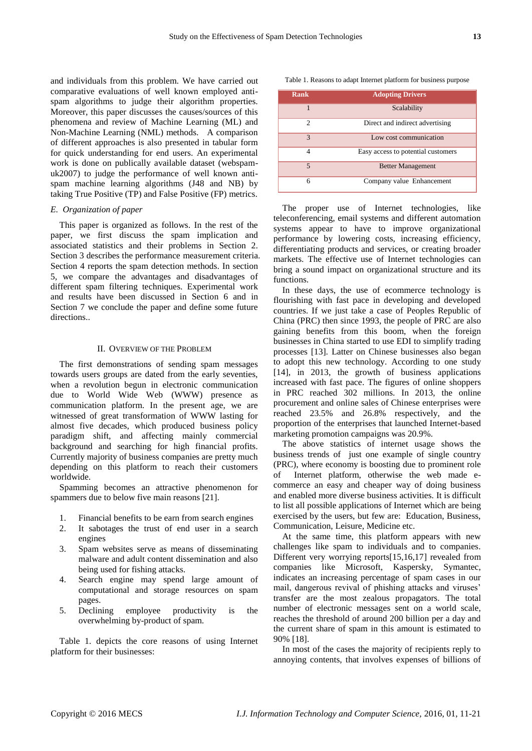and individuals from this problem. We have carried out comparative evaluations of well known employed anti-spam algorithms to judge their algorithm properties. Moreover, this paper discusses the causes/sources of this phenomena and review of Machine Learning (ML) and Non-Machine Learning (NML) methods. A comparison of different approaches is also presented in tabular form for quick understanding for end users. An experimental work is done on publically available dataset (webspam-uk2007) to judge the performance of well known anti-spam machine learning algorithms (J48 and NB) by taking True Positive (TP) and False Positive (FP) metrics.

### *E. Organization of paper*

This paper is organized as follows. In the rest of the paper, we first discuss the spam implication and associated statistics and their problems in Section 2. Section 3 describes the performance measurement criteria. Section 4 reports the spam detection methods. In section 5, we compare the advantages and disadvantages of different spam filtering techniques. Experimental work and results have been discussed in Section 6 and in Section 7 we conclude the paper and define some future directions..

## II. Overview of the Problem

The first demonstrations of sending spam messages towards users groups are dated from the early seventies, when a revolution begun in electronic communication due to World Wide Web (WWW) presence as communication platform. In the present age, we are witnessed of great transformation of WWW lasting for almost five decades, which produced business policy paradigm shift, and affecting mainly commercial background and searching for high financial profits. Currently majority of business companies are pretty much depending on this platform to reach their customers worldwide.

Spamming becomes an attractive phenomenon for spammers due to below five main reasons [21].

1. Financial benefits to be earn from search engines
2. It sabotages the trust of end user in a search engines
3. Spam websites serve as means of disseminating malware and adult content dissemination and also being used for fishing attacks.
4. Search engine may spend large amount of computational and storage resources on spam pages.
5. Declining employee productivity is the overwhelming by-product of spam.

Table 1. depicts the core reasons of using Internet platform for their businesses:

Table 1. Reasons to adapt Internet platform for business purpose

| Rank | Adopting Drivers |
|---|---|
| 1 | Scalability |
| 2 | Direct and indirect advertising |
| 3 | Low cost communication |
| 4 | Easy access to potential customers |
| 5 | Better Management |
| 6 | Company value Enhancement |

The proper use of Internet technologies, like teleconferencing, email systems and different automation systems appear to have to improve organizational performance by lowering costs, increasing efficiency, differentiating products and services, or creating broader markets. The effective use of Internet technologies can bring a sound impact on organizational structure and its functions.

In these days, the use of ecommerce technology is flourishing with fast pace in developing and developed countries. If we just take a case of Peoples Republic of China (PRC) then since 1993, the people of PRC are also gaining benefits from this boom, when the foreign businesses in China started to use EDI to simplify trading processes [13]. Latter on Chinese businesses also began to adopt this new technology. According to one study [14], in 2013, the growth of business applications increased with fast pace. The figures of online shoppers in PRC reached 302 millions. In 2013, the online procurement and online sales of Chinese enterprises were reached 23.5% and 26.8% respectively, and the proportion of the enterprises that launched Internet-based marketing promotion campaigns was 20.9%.

The above statistics of internet usage shows the business trends of just one example of single country (PRC), where economy is boosting due to prominent role of Internet platform, otherwise the web made e-commerce an easy and cheaper way of doing business and enabled more diverse business activities. It is difficult to list all possible applications of Internet which are being exercised by the users, but few are: Education, Business, Communication, Leisure, Medicine etc.

At the same time, this platform appears with new challenges like spam to individuals and to companies. Different very worrying reports[15,16,17] revealed from companies like Microsoft, Kaspersky, Symantec, indicates an increasing percentage of spam cases in our mail, dangerous revival of phishing attacks and viruses' transfer are the most zealous propagators. The total number of electronic messages sent on a world scale, reaches the threshold of around 200 billion per a day and the current share of spam in this amount is estimated to 90% [18].

In most of the cases the majority of recipients reply to annoying contents, that involves expenses of billions of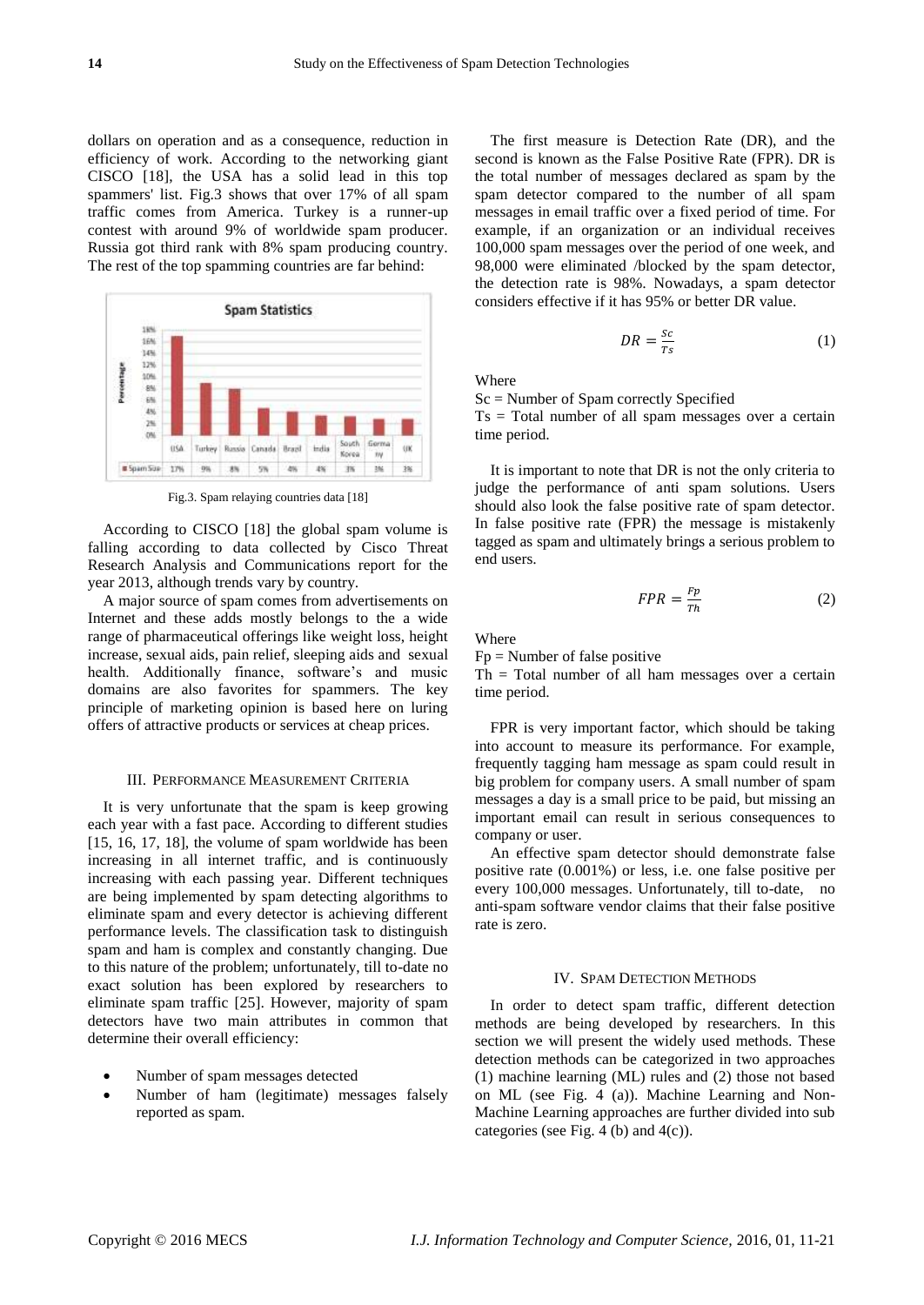dollars on operation and as a consequence, reduction in efficiency of work. According to the networking giant CISCO [18], the USA has a solid lead in this top spammers' list. Fig.3 shows that over 17% of all spam traffic comes from America. Turkey is a runner-up contest with around 9% of worldwide spam producer. Russia got third rank with 8% spam producing country. The rest of the top spamming countries are far behind:

Spam Statistics

Percentage

18%
16%
14%
12%
10%
8%
6%
4%
2%
0%

USA Turkey Russia Canada Brazil India South Korea Germany UK

Spam Size 17% 9% 8% 5% 4% 4% 3% 3% 3%

Fig.3. Spam relaying countries data [18]

According to CISCO [18] the global spam volume is falling according to data collected by Cisco Threat Research Analysis and Communications report for the year 2013, although trends vary by country.

A major source of spam comes from advertisements on Internet and these adds mostly belongs to the a wide range of pharmaceutical offerings like weight loss, height increase, sexual aids, pain relief, sleeping aids and sexual health. Additionally finance, software's and music domains are also favorites for spammers. The key principle of marketing opinion is based here on luring offers of attractive products or services at cheap prices.

## III. Performance Measurement Criteria

It is very unfortunate that the spam is keep growing each year with a fast pace. According to different studies [15, 16, 17, 18], the volume of spam worldwide has been increasing in all internet traffic, and is continuously increasing with each passing year. Different techniques are being implemented by spam detecting algorithms to eliminate spam and every detector is achieving different performance levels. The classification task to distinguish spam and ham is complex and constantly changing. Due to this nature of the problem; unfortunately, till to-date no exact solution has been explored by researchers to eliminate spam traffic [25]. However, majority of spam detectors have two main attributes in common that determine their overall efficiency:

- Number of spam messages detected
- Number of ham (legitimate) messages falsely reported as spam.

The first measure is Detection Rate (DR), and the second is known as the False Positive Rate (FPR). DR is the total number of messages declared as spam by the spam detector compared to the number of all spam messages in email traffic over a fixed period of time. For example, if an organization or an individual receives 100,000 spam messages over the period of one week, and 98,000 were eliminated /blocked by the spam detector, the detection rate is 98%. Nowadays, a spam detector considers effective if it has 95% or better DR value.

$$DR = \frac{Sc}{Ts} \quad (1)$$

Where

Sc = Number of Spam correctly Specified

Ts = Total number of all spam messages over a certain time period.

It is important to note that DR is not the only criteria to judge the performance of anti spam solutions. Users should also look the false positive rate of spam detector. In false positive rate (FPR) the message is mistakenly tagged as spam and ultimately brings a serious problem to end users.

$$FPR = \frac{Fp}{Th} \quad (2)$$

Where

Fp = Number of false positive

Th = Total number of all ham messages over a certain time period.

FPR is very important factor, which should be taking into account to measure its performance. For example, frequently tagging ham message as spam could result in big problem for company users. A small number of spam messages a day is a small price to be paid, but missing an important email can result in serious consequences to company or user.

An effective spam detector should demonstrate false positive rate (0.001%) or less, i.e. one false positive per every 100,000 messages. Unfortunately, till to-date, no anti-spam software vendor claims that their false positive rate is zero.

## IV. Spam Detection Methods

In order to detect spam traffic, different detection methods are being developed by researchers. In this section we will present the widely used methods. These detection methods can be categorized in two approaches (1) machine learning (ML) rules and (2) those not based on ML (see Fig. 4 (a)). Machine Learning and Non-Machine Learning approaches are further divided into sub categories (see Fig. 4 (b) and 4(c)).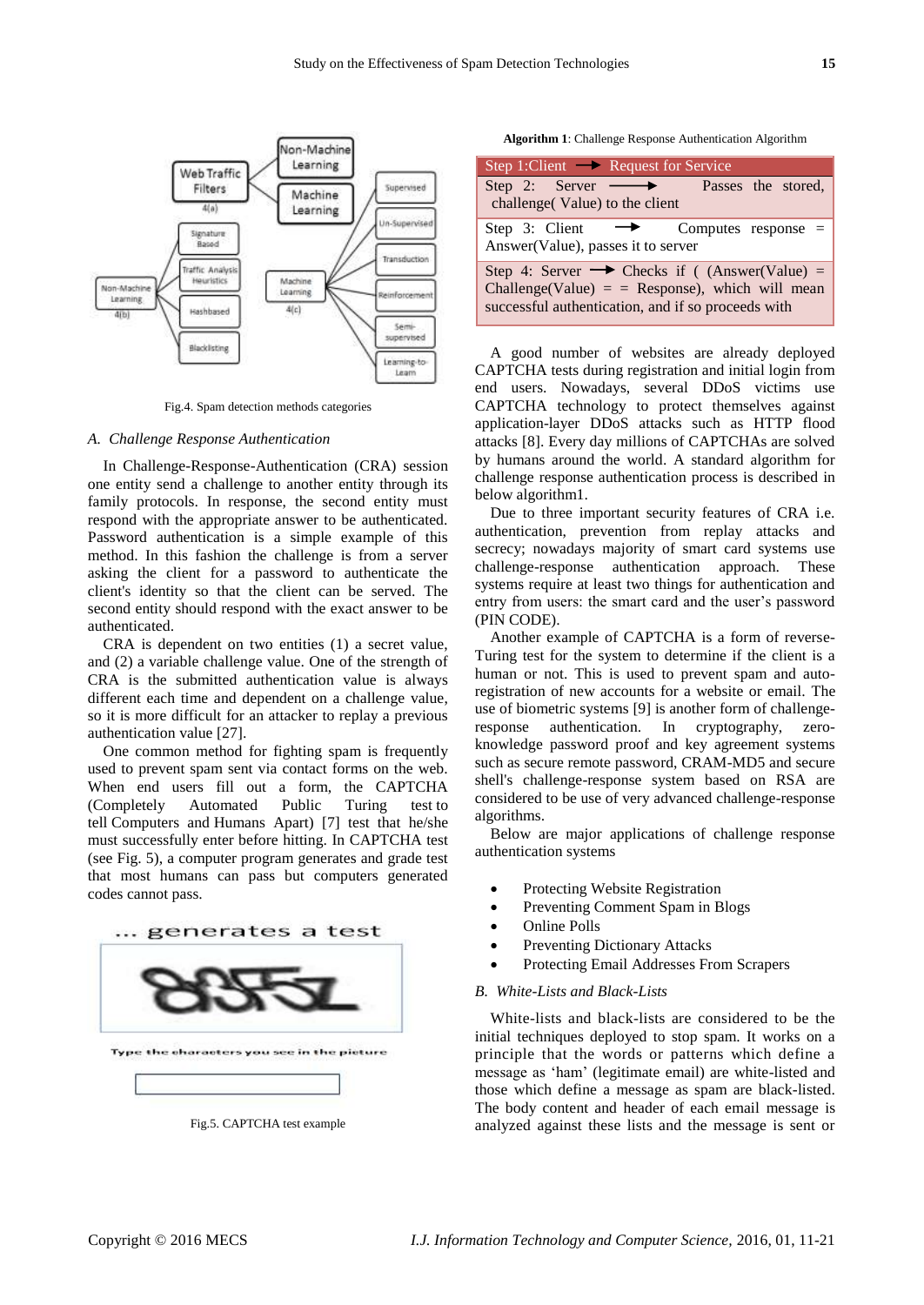Web Traffic Filters
4(a)
Non-Machine Learning
Machine Learning
Signature Based
Traffic Analysis Heuristics
Hashbased
Blacklisting
Non-Machine Learning
4(b)
Machine Learning
4(c)
Supervised
Un-Supervised
Transduction
Reinforcement
Semi-supervised
Learning-to-Learn

Fig.4. Spam detection methods categories

## A. Challenge Response Authentication

In Challenge-Response-Authentication (CRA) session one entity send a challenge to another entity through its family protocols. In response, the second entity must respond with the appropriate answer to be authenticated. Password authentication is a simple example of this method. In this fashion the challenge is from a server asking the client for a password to authenticate the client's identity so that the client can be served. The second entity should respond with the exact answer to be authenticated.

CRA is dependent on two entities (1) a secret value, and (2) a variable challenge value. One of the strength of CRA is the submitted authentication value is always different each time and dependent on a challenge value, so it is more difficult for an attacker to replay a previous authentication value [27].

One common method for fighting spam is frequently used to prevent spam sent via contact forms on the web. When end users fill out a form, the CAPTCHA (Completely Automated Public Turing test to tell Computers and Humans Apart) [7] test that he/she must successfully enter before hitting. In CAPTCHA test (see Fig. 5), a computer program generates and grade test that most humans can pass but computers generated codes cannot pass.

... generates a test

8355Z

Type the characters you see in the picture

Fig.5. CAPTCHA test example

**Algorithm 1**: Challenge Response Authentication Algorithm

| |
|---|
| Step 1:Client → Request for Service |
| Step 2: Server → Passes the stored, challenge( Value) to the client |
| Step 3: Client → Computes response = Answer(Value), passes it to server |
| Step 4: Server → Checks if ( (Answer(Value) = Challenge(Value) = = Response), which will mean successful authentication, and if so proceeds with |

A good number of websites are already deployed CAPTCHA tests during registration and initial login from end users. Nowadays, several DDoS victims use CAPTCHA technology to protect themselves against application-layer DDoS attacks such as HTTP flood attacks [8]. Every day millions of CAPTCHAs are solved by humans around the world. A standard algorithm for challenge response authentication process is described in below algorithm1.

Due to three important security features of CRA i.e. authentication, prevention from replay attacks and secrecy; nowadays majority of smart card systems use challenge-response authentication approach. These systems require at least two things for authentication and entry from users: the smart card and the user's password (PIN CODE).

Another example of CAPTCHA is a form of reverse-Turing test for the system to determine if the client is a human or not. This is used to prevent spam and auto-registration of new accounts for a website or email. The use of biometric systems [9] is another form of challenge-response authentication. In cryptography, zero-knowledge password proof and key agreement systems such as secure remote password, CRAM-MD5 and secure shell's challenge-response system based on RSA are considered to be use of very advanced challenge-response algorithms.

Below are major applications of challenge response authentication systems

- Protecting Website Registration
- Preventing Comment Spam in Blogs
- Online Polls
- Preventing Dictionary Attacks
- Protecting Email Addresses From Scrapers

## B. White-Lists and Black-Lists

White-lists and black-lists are considered to be the initial techniques deployed to stop spam. It works on a principle that the words or patterns which define a message as 'ham' (legitimate email) are white-listed and those which define a message as spam are black-listed. The body content and header of each email message is analyzed against these lists and the message is sent or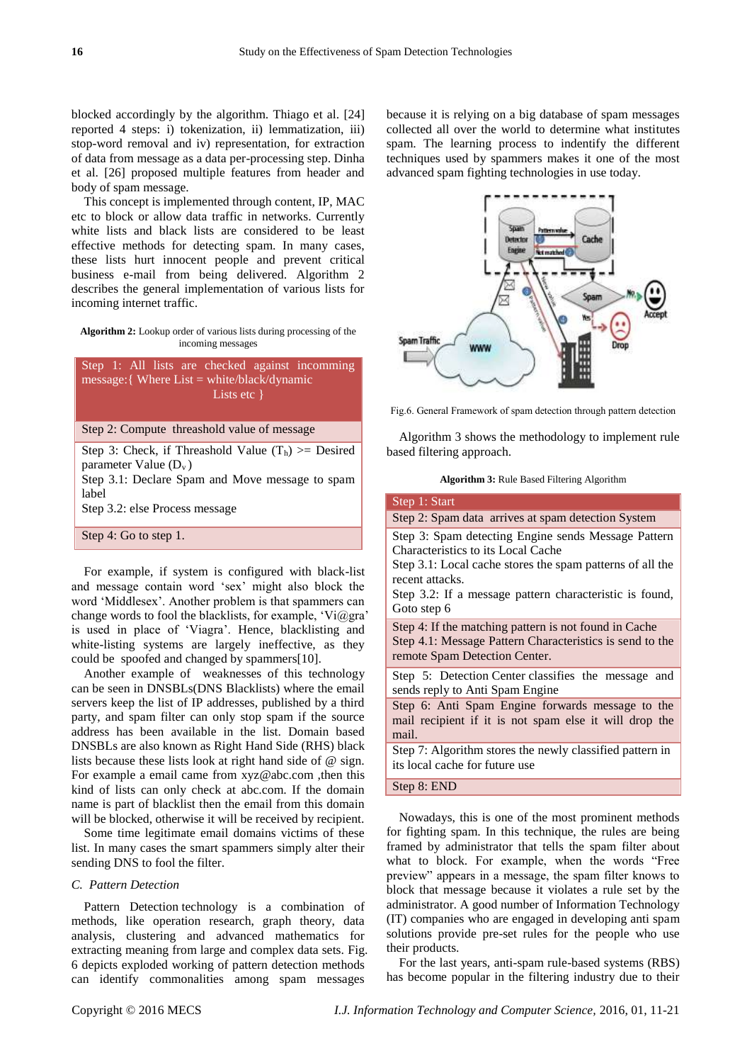blocked accordingly by the algorithm. Thiago et al. [24] reported 4 steps: i) tokenization, ii) lemmatization, iii) stop-word removal and iv) representation, for extraction of data from message as a data per-processing step. Dinha et al. [26] proposed multiple features from header and body of spam message.

This concept is implemented through content, IP, MAC etc to block or allow data traffic in networks. Currently white lists and black lists are considered to be least effective methods for detecting spam. In many cases, these lists hurt innocent people and prevent critical business e-mail from being delivered. Algorithm 2 describes the general implementation of various lists for incoming internet traffic.

**Algorithm 2:** Lookup order of various lists during processing of the incoming messages

| |
|---|
| Step 1: All lists are checked against incomming message:{ Where List = white/black/dynamic Lists etc } |
| Step 2: Compute threshold value of message |
| Step 3: Check, if Threshold Value ($T_h$) >= Desired parameter Value ($D_v$ )<br>Step 3.1: Declare Spam and Move message to spam label<br>Step 3.2: else Process message |
| Step 4: Go to step 1. |

For example, if system is configured with black-list and message contain word 'sex' might also block the word 'Middlesex'. Another problem is that spammers can change words to fool the blacklists, for example, 'Vi@gra' is used in place of 'Viagra'. Hence, blacklisting and white-listing systems are largely ineffective, as they could be spoofed and changed by spammers[10].

Another example of weaknesses of this technology can be seen in DNSBLs(DNS Blacklists) where the email servers keep the list of IP addresses, published by a third party, and spam filter can only stop spam if the source address has been available in the list. Domain based DNSBLs are also known as Right Hand Side (RHS) black lists because these lists look at right hand side of @ sign. For example a email came from xyz@abc.com ,then this kind of lists can only check at abc.com. If the domain name is part of blacklist then the email from this domain will be blocked, otherwise it will be received by recipient.

Some time legitimate email domains victims of these list. In many cases the smart spammers simply alter their sending DNS to fool the filter.

### *C. Pattern Detection*

Pattern Detection technology is a combination of methods, like operation research, graph theory, data analysis, clustering and advanced mathematics for extracting meaning from large and complex data sets. Fig. 6 depicts exploded working of pattern detection methods can identify commonalities among spam messages because it is relying on a big database of spam messages collected all over the world to determine what institutes spam. The learning process to indentify the different techniques used by spammers makes it one of the most advanced spam fighting technologies in use today.

Spam Detector Engine
Pattern value
Not matched
Cache
Spam
No
Accept
Yes
Drop
Spam Traffic
WWW
New value
Pattern value

Fig.6. General Framework of spam detection through pattern detection

Algorithm 3 shows the methodology to implement rule based filtering approach.

**Algorithm 3:** Rule Based Filtering Algorithm

| |
|---|
| Step 1: Start |
| Step 2: Spam data arrives at spam detection System |
| Step 3: Spam detecting Engine sends Message Pattern Characteristics to its Local Cache<br>Step 3.1: Local cache stores the spam patterns of all the recent attacks.<br>Step 3.2: If a message pattern characteristic is found, Goto step 6 |
| Step 4: If the matching pattern is not found in Cache<br>Step 4.1: Message Pattern Characteristics is send to the remote Spam Detection Center. |
| Step 5: Detection Center classifies the message and sends reply to Anti Spam Engine |
| Step 6: Anti Spam Engine forwards message to the mail recipient if it is not spam else it will drop the mail. |
| Step 7: Algorithm stores the newly classified pattern in its local cache for future use |
| Step 8: END |

Nowadays, this is one of the most prominent methods for fighting spam. In this technique, the rules are being framed by administrator that tells the spam filter about what to block. For example, when the words "Free preview" appears in a message, the spam filter knows to block that message because it violates a rule set by the administrator. A good number of Information Technology (IT) companies who are engaged in developing anti spam solutions provide pre-set rules for the people who use their products.

For the last years, anti-spam rule-based systems (RBS) has become popular in the filtering industry due to their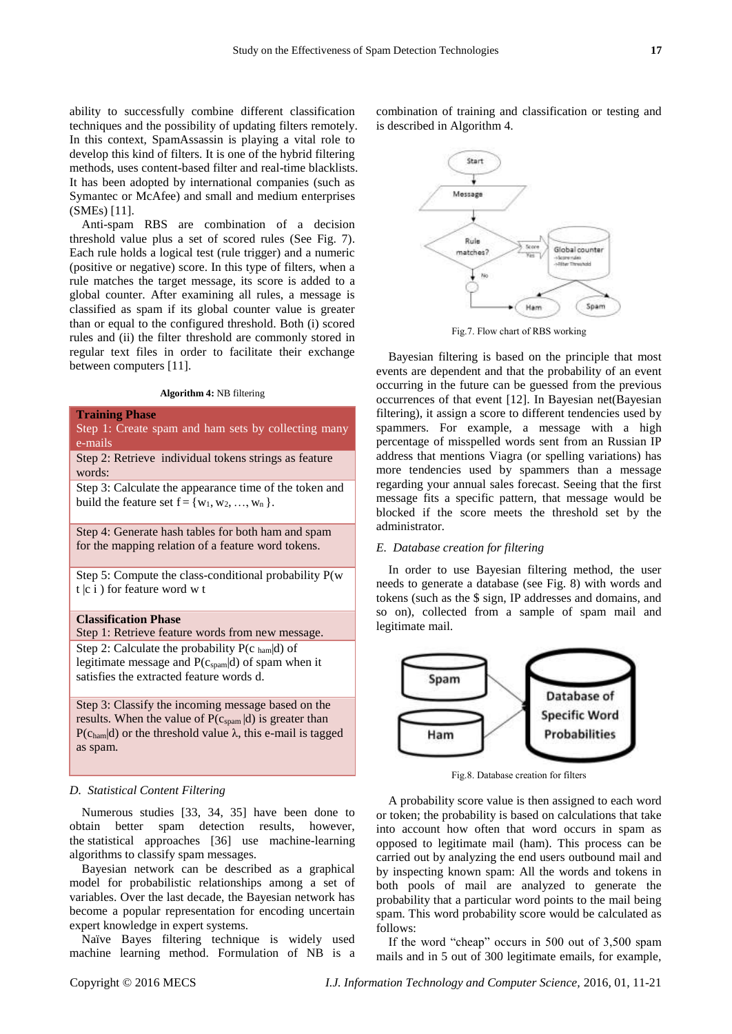ability to successfully combine different classification techniques and the possibility of updating filters remotely. In this context, SpamAssassin is playing a vital role to develop this kind of filters. It is one of the hybrid filtering methods, uses content-based filter and real-time blacklists. It has been adopted by international companies (such as Symantec or McAfee) and small and medium enterprises (SMEs) [11].

Anti-spam RBS are combination of a decision threshold value plus a set of scored rules (See Fig. 7). Each rule holds a logical test (rule trigger) and a numeric (positive or negative) score. In this type of filters, when a rule matches the target message, its score is added to a global counter. After examining all rules, a message is classified as spam if its global counter value is greater than or equal to the configured threshold. Both (i) scored rules and (ii) the filter threshold are commonly stored in regular text files in order to facilitate their exchange between computers [11].

**Algorithm 4:** NB filtering

| |
|---|
| **Training Phase**<br>Step 1: Create spam and ham sets by collecting many e-mails |
| Step 2: Retrieve individual tokens strings as feature words: |
| Step 3: Calculate the appearance time of the token and build the feature set $f = \{w_1, w_2, \ldots, w_n\}$. |
| Step 4: Generate hash tables for both ham and spam for the mapping relation of a feature word tokens. |
| Step 5: Compute the class-conditional probability P(w t \|c i ) for feature word w t |
| **Classification Phase**<br>Step 1: Retrieve feature words from new message. |
| Step 2: Calculate the probability $P(c_{ham}\|d)$ of legitimate message and $P(c_{spam}\|d)$ of spam when it satisfies the extracted feature words d. |
| Step 3: Classify the incoming message based on the results. When the value of $P(c_{spam}\|d)$ is greater than $P(c_{ham}\|d)$ or the threshold value λ, this e-mail is tagged as spam. |

### *D. Statistical Content Filtering*

Numerous studies [33, 34, 35] have been done to obtain better spam detection results, however, the statistical approaches [36] use machine-learning algorithms to classify spam messages.

Bayesian network can be described as a graphical model for probabilistic relationships among a set of variables. Over the last decade, the Bayesian network has become a popular representation for encoding uncertain expert knowledge in expert systems.

Naïve Bayes filtering technique is widely used machine learning method. Formulation of NB is a combination of training and classification or testing and is described in Algorithm 4.

Start
Message
Rule matches?
Score Yes
No
Global counter
->Score rules
->Filter Threshold
Ham
Spam

Fig.7. Flow chart of RBS working

Bayesian filtering is based on the principle that most events are dependent and that the probability of an event occurring in the future can be guessed from the previous occurrences of that event [12]. In Bayesian net(Bayesian filtering), it assign a score to different tendencies used by spammers. For example, a message with a high percentage of misspelled words sent from an Russian IP address that mentions Viagra (or spelling variations) has more tendencies used by spammers than a message regarding your annual sales forecast. Seeing that the first message fits a specific pattern, that message would be blocked if the score meets the threshold set by the administrator.

### *E. Database creation for filtering*

In order to use Bayesian filtering method, the user needs to generate a database (see Fig. 8) with words and tokens (such as the $ sign, IP addresses and domains, and so on), collected from a sample of spam mail and legitimate mail.

Spam
Ham
Database of Specific Word Probabilities

Fig.8. Database creation for filters

A probability score value is then assigned to each word or token; the probability is based on calculations that take into account how often that word occurs in spam as opposed to legitimate mail (ham). This process can be carried out by analyzing the end users outbound mail and by inspecting known spam: All the words and tokens in both pools of mail are analyzed to generate the probability that a particular word points to the mail being spam. This word probability score would be calculated as follows:

If the word "cheap" occurs in 500 out of 3,500 spam mails and in 5 out of 300 legitimate emails, for example,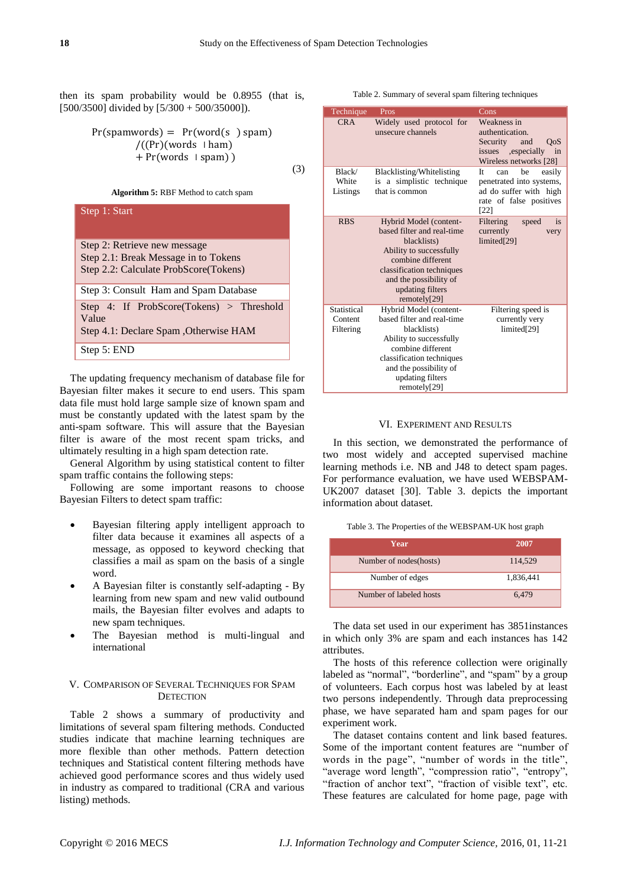then its spam probability would be 0.8955 (that is, [500/3500] divided by [5/300 + 500/35000]).

$$\Pr(\text{spamwords}) = \Pr(\text{word}(s\ )\ \text{spam}) \\ /((\Pr)(\text{words}\ \mid \text{ham}) \\ + \Pr(\text{words}\ \mid \text{spam})\ ) \quad (3)$$

**Algorithm 5:** RBF Method to catch spam

| Step 1: Start |
|---|
| Step 2: Retrieve new message<br>Step 2.1: Break Message in to Tokens<br>Step 2.2: Calculate ProbScore(Tokens) |
| Step 3: Consult Ham and Spam Database |
| Step 4: If ProbScore(Tokens) > Threshold Value<br>Step 4.1: Declare Spam ,Otherwise HAM |
| Step 5: END |

The updating frequency mechanism of database file for Bayesian filter makes it secure to end users. This spam data file must hold large sample size of known spam and must be constantly updated with the latest spam by the anti-spam software. This will assure that the Bayesian filter is aware of the most recent spam tricks, and ultimately resulting in a high spam detection rate.

General Algorithm by using statistical content to filter spam traffic contains the following steps:

Following are some important reasons to choose Bayesian Filters to detect spam traffic:

- Bayesian filtering apply intelligent approach to filter data because it examines all aspects of a message, as opposed to keyword checking that classifies a mail as spam on the basis of a single word.
- A Bayesian filter is constantly self-adapting - By learning from new spam and new valid outbound mails, the Bayesian filter evolves and adapts to new spam techniques.
- The Bayesian method is multi-lingual and international

## V. Comparison of Several Techniques for Spam Detection

Table 2 shows a summary of productivity and limitations of several spam filtering methods. Conducted studies indicate that machine learning techniques are more flexible than other methods. Pattern detection techniques and Statistical content filtering methods have achieved good performance scores and thus widely used in industry as compared to traditional (CRA and various listing) methods.

Table 2. Summary of several spam filtering techniques

| Technique | Pros | Cons |
|---|---|---|
| CRA | Widely used protocol for unsecure channels | Weakness in authentication. Security and QoS issues ,especially in Wireless networks [28] |
| Black/ White Listings | Blacklisting/Whitelisting is a simplistic technique that is common | It can be easily penetrated into systems, ad do suffer with high rate of false positives [22] |
| RBS | Hybrid Model (content-based filter and real-time blacklists) Ability to successfully combine different classification techniques and the possibility of updating filters remotely[29] | Filtering speed is currently very limited[29] |
| Statistical Content Filtering | Hybrid Model (content-based filter and real-time blacklists) Ability to successfully combine different classification techniques and the possibility of updating filters remotely[29] | Filtering speed is currently very limited[29] |

## VI. Experiment and Results

In this section, we demonstrated the performance of two most widely and accepted supervised machine learning methods i.e. NB and J48 to detect spam pages. For performance evaluation, we have used WEBSPAM-UK2007 dataset [30]. Table 3. depicts the important information about dataset.

Table 3. The Properties of the WEBSPAM-UK host graph

| Year | 2007 |
|---|---|
| Number of nodes(hosts) | 114,529 |
| Number of edges | 1,836,441 |
| Number of labeled hosts | 6,479 |

The data set used in our experiment has 3851instances in which only 3% are spam and each instances has 142 attributes.

The hosts of this reference collection were originally labeled as “normal”, “borderline”, and “spam” by a group of volunteers. Each corpus host was labeled by at least two persons independently. Through data preprocessing phase, we have separated ham and spam pages for our experiment work.

The dataset contains content and link based features. Some of the important content features are “number of words in the page”, “number of words in the title”, “average word length”, “compression ratio”, “entropy”, “fraction of anchor text”, “fraction of visible text”, etc. These features are calculated for home page, page with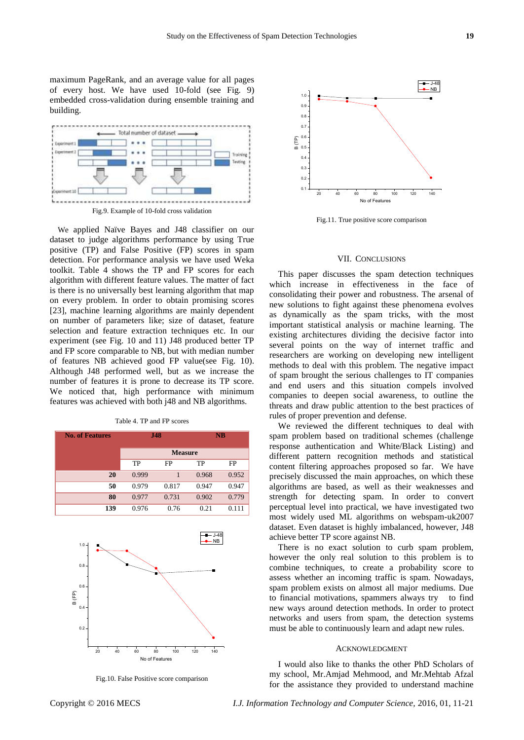maximum PageRank, and an average value for all pages of every host. We have used 10-fold (see Fig. 9) embedded cross-validation during ensemble training and building.

Total number of dataset

Experiment 1

Experiment 2

Experiment 10

Training

Testing

Fig.9. Example of 10-fold cross validation

We applied Naïve Bayes and J48 classifier on our dataset to judge algorithms performance by using True positive (TP) and False Positive (FP) scores in spam detection. For performance analysis we have used Weka toolkit. Table 4 shows the TP and FP scores for each algorithm with different feature values. The matter of fact is there is no universally best learning algorithm that map on every problem. In order to obtain promising scores [23], machine learning algorithms are mainly dependent on number of parameters like; size of dataset, feature selection and feature extraction techniques etc. In our experiment (see Fig. 10 and 11) J48 produced better TP and FP score comparable to NB, but with median number of features NB achieved good FP value(see Fig. 10). Although J48 performed well, but as we increase the number of features it is prone to decrease its TP score. We noticed that, high performance with minimum features was achieved with both j48 and NB algorithms.

Table 4. TP and FP scores

| No. of Features | J48 | | NB | |
|---|---|---|---|---|
| | Measure | | | |
| | TP | FP | TP | FP |
| 20 | 0.999 | 1 | 0.968 | 0.952 |
| 50 | 0.979 | 0.817 | 0.947 | 0.947 |
| 80 | 0.977 | 0.731 | 0.902 | 0.779 |
| 139 | 0.976 | 0.76 | 0.21 | 0.111 |

J-48
NB
1.0
0.8
0.6
0.4
0.2
B (FP)
20 40 60 80 100 120 140
No of Features

Fig.10. False Positive score comparison

J-48
NB
1.0
0.9
0.8
0.7
0.6
0.5
0.4
0.3
0.2
0.1
B (TP)
20 40 60 80 100 120 140
No of Features

Fig.11. True positive score comparison

## VII. Conclusions

This paper discusses the spam detection techniques which increase in effectiveness in the face of consolidating their power and robustness. The arsenal of new solutions to fight against these phenomena evolves as dynamically as the spam tricks, with the most important statistical analysis or machine learning. The existing architectures dividing the decisive factor into several points on the way of internet traffic and researchers are working on developing new intelligent methods to deal with this problem. The negative impact of spam brought the serious challenges to IT companies and end users and this situation compels involved companies to deepen social awareness, to outline the threats and draw public attention to the best practices of rules of proper prevention and defense.

We reviewed the different techniques to deal with spam problem based on traditional schemes (challenge response authentication and White/Black Listing) and different pattern recognition methods and statistical content filtering approaches proposed so far. We have precisely discussed the main approaches, on which these algorithms are based, as well as their weaknesses and strength for detecting spam. In order to convert perceptual level into practical, we have investigated two most widely used ML algorithms on webspam-uk2007 dataset. Even dataset is highly imbalanced, however, J48 achieve better TP score against NB.

There is no exact solution to curb spam problem, however the only real solution to this problem is to combine techniques, to create a probability score to assess whether an incoming traffic is spam. Nowadays, spam problem exists on almost all major mediums. Due to financial motivations, spammers always try to find new ways around detection methods. In order to protect networks and users from spam, the detection systems must be able to continuously learn and adapt new rules.

## Acknowledgment

I would also like to thanks the other PhD Scholars of my school, Mr.Amjad Mehmood, and Mr.Mehtab Afzal for the assistance they provided to understand machine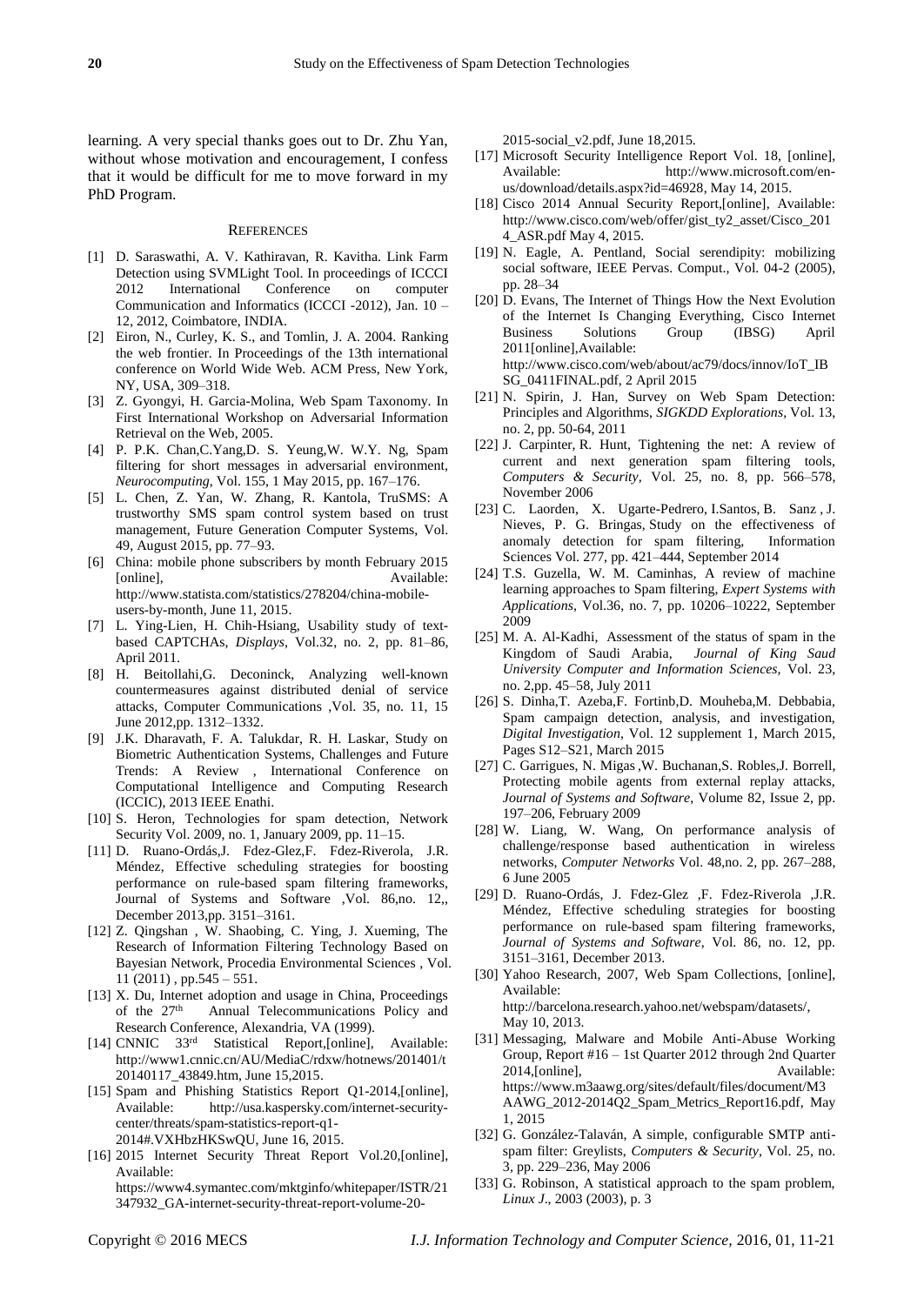learning. A very special thanks goes out to Dr. Zhu Yan, without whose motivation and encouragement, I confess that it would be difficult for me to move forward in my PhD Program.

## REFERENCES

[1] D. Saraswathi, A. V. Kathiravan, R. Kavitha. Link Farm Detection using SVMLight Tool. In proceedings of ICCCI 2012 International Conference on computer Communication and Informatics (ICCCI -2012), Jan. 10 – 12, 2012, Coimbatore, INDIA.

[2] Eiron, N., Curley, K. S., and Tomlin, J. A. 2004. Ranking the web frontier. In Proceedings of the 13th international conference on World Wide Web. ACM Press, New York, NY, USA, 309–318.

[3] Z. Gyongyi, H. Garcia-Molina, Web Spam Taxonomy. In First International Workshop on Adversarial Information Retrieval on the Web, 2005.

[4] P. P.K. Chan,C.Yang,D. S. Yeung,W. W.Y. Ng, Spam filtering for short messages in adversarial environment, *Neurocomputing*, Vol. 155, 1 May 2015, pp. 167–176.

[5] L. Chen, Z. Yan, W. Zhang, R. Kantola, TruSMS: A trustworthy SMS spam control system based on trust management, Future Generation Computer Systems, Vol. 49, August 2015, pp. 77–93.

[6] China: mobile phone subscribers by month February 2015 [online], Available: http://www.statista.com/statistics/278204/china-mobile-users-by-month, June 11, 2015.

[7] L. Ying-Lien, H. Chih-Hsiang, Usability study of text-based CAPTCHAs, *Displays*, Vol.32, no. 2, pp. 81–86, April 2011.

[8] H. Beitollahi,G. Deconinck, Analyzing well-known countermeasures against distributed denial of service attacks, Computer Communications ,Vol. 35, no. 11, 15 June 2012,pp. 1312–1332.

[9] J.K. Dharavath, F. A. Talukdar, R. H. Laskar, Study on Biometric Authentication Systems, Challenges and Future Trends: A Review , International Conference on Computational Intelligence and Computing Research (ICCIC), 2013 IEEE Enathi.

[10] S. Heron, Technologies for spam detection, Network Security Vol. 2009, no. 1, January 2009, pp. 11–15.

[11] D. Ruano-Ordás,J. Fdez-Glez,F. Fdez-Riverola, J.R. Méndez, Effective scheduling strategies for boosting performance on rule-based spam filtering frameworks, Journal of Systems and Software ,Vol. 86,no. 12,, December 2013,pp. 3151–3161.

[12] Z. Qingshan , W. Shaobing, C. Ying, J. Xueming, The Research of Information Filtering Technology Based on Bayesian Network, Procedia Environmental Sciences , Vol. 11 (2011) , pp.545 – 551.

[13] X. Du, Internet adoption and usage in China, Proceedings of the 27th Annual Telecommunications Policy and Research Conference, Alexandria, VA (1999).

[14] CNNIC 33rd Statistical Report,[online], Available: http://www1.cnnic.cn/AU/MediaC/rdxw/hotnews/201401/t20140117_43849.htm, June 15,2015.

[15] Spam and Phishing Statistics Report Q1-2014,[online], Available: http://usa.kaspersky.com/internet-security-center/threats/spam-statistics-report-q1-2014#.VXHbzHKSwQU, June 16, 2015.

[16] 2015 Internet Security Threat Report Vol.20,[online], Available: https://www4.symantec.com/mktginfo/whitepaper/ISTR/21347932_GA-internet-security-threat-report-volume-20-2015-social_v2.pdf, June 18,2015.

[17] Microsoft Security Intelligence Report Vol. 18, [online], Available: http://www.microsoft.com/en-us/download/details.aspx?id=46928, May 14, 2015.

[18] Cisco 2014 Annual Security Report,[online], Available: http://www.cisco.com/web/offer/gist_ty2_asset/Cisco_2014_ASR.pdf May 4, 2015.

[19] N. Eagle, A. Pentland, Social serendipity: mobilizing social software, IEEE Pervas. Comput., Vol. 04-2 (2005), pp. 28–34

[20] D. Evans, The Internet of Things How the Next Evolution of the Internet Is Changing Everything, Cisco Internet Business Solutions Group (IBSG) April 2011[online],Available: http://www.cisco.com/web/about/ac79/docs/innov/IoT_IBSG_0411FINAL.pdf, 2 April 2015

[21] N. Spirin, J. Han, Survey on Web Spam Detection: Principles and Algorithms, *SIGKDD Explorations*, Vol. 13, no. 2, pp. 50-64, 2011

[22] J. Carpinter, R. Hunt, Tightening the net: A review of current and next generation spam filtering tools, *Computers & Security*, Vol. 25, no. 8, pp. 566–578, November 2006

[23] C. Laorden, X. Ugarte-Pedrero, I.Santos, B. Sanz , J. Nieves, P. G. Bringas, Study on the effectiveness of anomaly detection for spam filtering, Information Sciences Vol. 277, pp. 421–444, September 2014

[24] T.S. Guzella, W. M. Caminhas, A review of machine learning approaches to Spam filtering, *Expert Systems with Applications*, Vol.36, no. 7, pp. 10206–10222, September 2009

[25] M. A. Al-Kadhi, Assessment of the status of spam in the Kingdom of Saudi Arabia, *Journal of King Saud University Computer and Information Sciences*, Vol. 23, no. 2,pp. 45–58, July 2011

[26] S. Dinha,T. Azeba,F. Fortinb,D. Mouheba,M. Debbabia, Spam campaign detection, analysis, and investigation, *Digital Investigation*, Vol. 12 supplement 1, March 2015, Pages S12–S21, March 2015

[27] C. Garrigues, N. Migas ,W. Buchanan,S. Robles,J. Borrell, Protecting mobile agents from external replay attacks, *Journal of Systems and Software*, Volume 82, Issue 2, pp. 197–206, February 2009

[28] W. Liang, W. Wang, On performance analysis of challenge/response based authentication in wireless networks, *Computer Networks* Vol. 48,no. 2, pp. 267–288, 6 June 2005

[29] D. Ruano-Ordás, J. Fdez-Glez ,F. Fdez-Riverola ,J.R. Méndez, Effective scheduling strategies for boosting performance on rule-based spam filtering frameworks, *Journal of Systems and Software*, Vol. 86, no. 12, pp. 3151–3161, December 2013.

[30] Yahoo Research, 2007, Web Spam Collections, [online], Available: http://barcelona.research.yahoo.net/webspam/datasets/, May 10, 2013.

[31] Messaging, Malware and Mobile Anti-Abuse Working Group, Report #16 – 1st Quarter 2012 through 2nd Quarter 2014,[online], Available: https://www.m3aawg.org/sites/default/files/document/M3AAWG_2012-2014Q2_Spam_Metrics_Report16.pdf, May 1, 2015

[32] G. González-Talaván, A simple, configurable SMTP anti-spam filter: Greylists, *Computers & Security*, Vol. 25, no. 3, pp. 229–236, May 2006

[33] G. Robinson, A statistical approach to the spam problem, *Linux J*., 2003 (2003), p. 3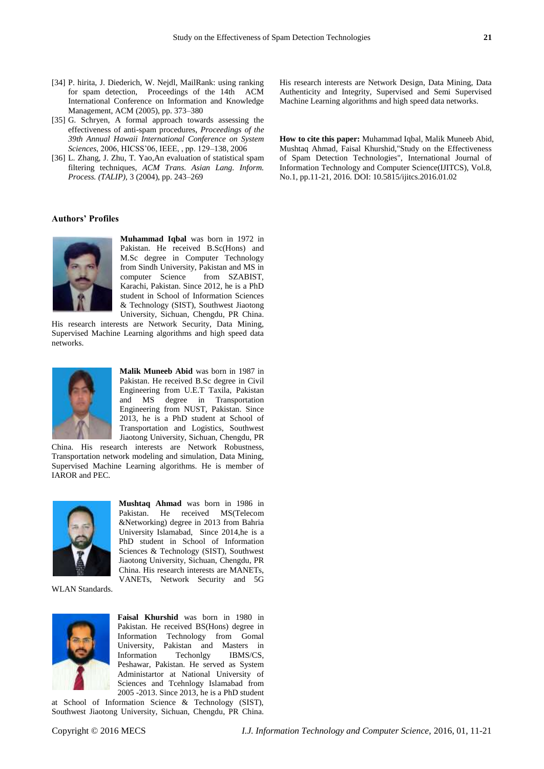[34] P. hirita, J. Diederich, W. Nejdl, MailRank: using ranking for spam detection, Proceedings of the 14th ACM International Conference on Information and Knowledge Management, ACM (2005), pp. 373–380

[35] G. Schryen, A formal approach towards assessing the effectiveness of anti-spam procedures, *Proceedings of the 39th Annual Hawaii International Conference on System Sciences*, 2006, HICSS'06, IEEE, , pp. 129–138, 2006

[36] L. Zhang, J. Zhu, T. Yao,An evaluation of statistical spam filtering techniques, *ACM Trans. Asian Lang. Inform. Process. (TALIP)*, 3 (2004), pp. 243–269

### Authors' Profiles

**Muhammad Iqbal** was born in 1972 in Pakistan. He received B.Sc(Hons) and M.Sc degree in Computer Technology from Sindh University, Pakistan and MS in computer Science from SZABIST, Karachi, Pakistan. Since 2012, he is a PhD student in School of Information Sciences & Technology (SIST), Southwest Jiaotong University, Sichuan, Chengdu, PR China. His research interests are Network Security, Data Mining, Supervised Machine Learning algorithms and high speed data networks.

**Malik Muneeb Abid** was born in 1987 in Pakistan. He received B.Sc degree in Civil Engineering from U.E.T Taxila, Pakistan and MS degree in Transportation Engineering from NUST, Pakistan. Since 2013, he is a PhD student at School of Transportation and Logistics, Southwest Jiaotong University, Sichuan, Chengdu, PR China. His research interests are Network Robustness, Transportation network modeling and simulation, Data Mining, Supervised Machine Learning algorithms. He is member of IAROR and PEC.

**Mushtaq Ahmad** was born in 1986 in Pakistan. He received MS(Telecom &Networking) degree in 2013 from Bahria University Islamabad, Since 2014,he is a PhD student in School of Information Sciences & Technology (SIST), Southwest Jiaotong University, Sichuan, Chengdu, PR China. His research interests are MANETs, VANETs, Network Security and 5G WLAN Standards.

**Faisal Khurshid** was born in 1980 in Pakistan. He received BS(Hons) degree in Information Technology from Gomal University, Pakistan and Masters in Information Techonlgy IBMS/CS, Peshawar, Pakistan. He served as System Administartor at National University of Sciences and Tcehnlogy Islamabad from 2005 -2013. Since 2013, he is a PhD student at School of Information Science & Technology (SIST), Southwest Jiaotong University, Sichuan, Chengdu, PR China. His research interests are Network Design, Data Mining, Data Authenticity and Integrity, Supervised and Semi Supervised Machine Learning algorithms and high speed data networks.

**How to cite this paper:** Muhammad Iqbal, Malik Muneeb Abid, Mushtaq Ahmad, Faisal Khurshid,"Study on the Effectiveness of Spam Detection Technologies", International Journal of Information Technology and Computer Science(IJITCS), Vol.8, No.1, pp.11-21, 2016. DOI: 10.5815/ijitcs.2016.01.02